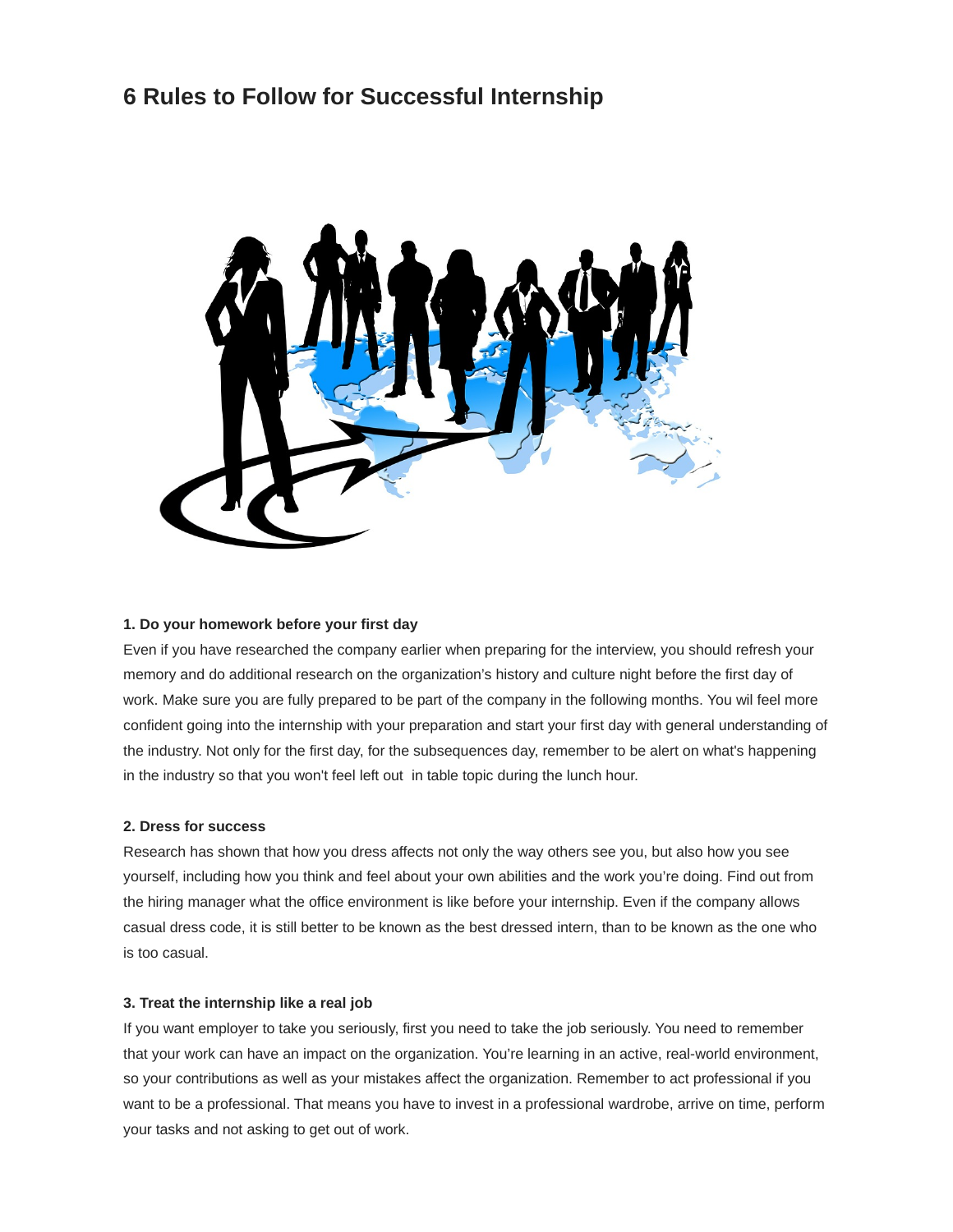# 6 Rules to Follow for Successful Internship

**1. Do your homework before your first day**

Even if you have researched the company earlier when preparing for the interview, you should refresh your memory and do additional research on the organization's history and culture night before the first day of work. Make sure you are fully prepared to be part of the company in the following months. You wil feel more confident going into the internship with your preparation and start your first day with general understanding of the industry. Not only for the first day, for the subsequences day, remember to be alert on what's happening in the industry so that you won't feel left out in table topic during the lunch hour.

**2. Dress for success**

Research has shown that how you dress affects not only the way others see you, but also how you see yourself, including how you think and feel about your own abilities and the work you're doing. Find out from the hiring manager what the office environment is like before your internship. Even if the company allows casual dress code, it is still better to be known as the best dressed intern, than to be known as the one who is too casual.

**3. Treat the internship like a real job**

If you want employer to take you seriously, first you need to take the job seriously. You need to remember that your work can have an impact on the organization. You're learning in an active, real-world environment, so your contributions as well as your mistakes affect the organization. Remember to act professional if you want to be a professional. That means you have to invest in a professional wardrobe, arrive on time, perform your tasks and not asking to get out of work.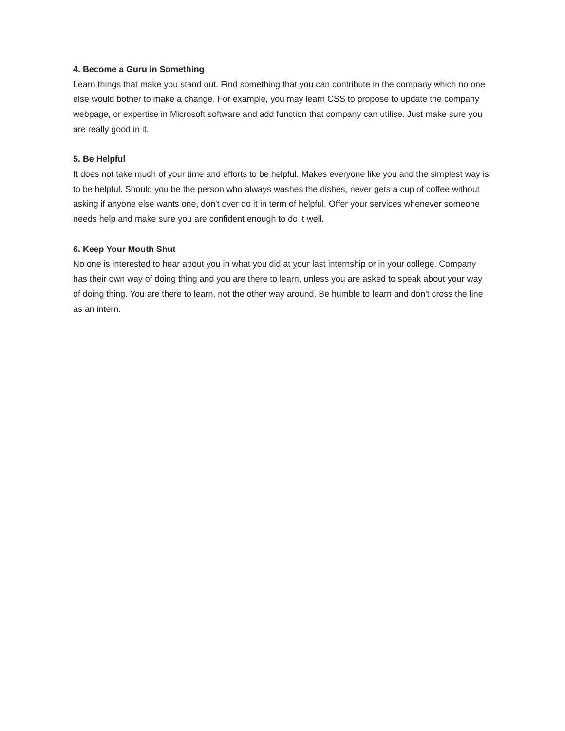**4. Become a Guru in Something**

Learn things that make you stand out. Find something that you can contribute in the company which no one else would bother to make a change. For example, you may learn CSS to propose to update the company webpage, or expertise in Microsoft software and add function that company can utilise. Just make sure you are really good in it.

**5. Be Helpful**

It does not take much of your time and efforts to be helpful. Makes everyone like you and the simplest way is to be helpful. Should you be the person who always washes the dishes, never gets a cup of coffee without asking if anyone else wants one, don't over do it in term of helpful. Offer your services whenever someone needs help and make sure you are confident enough to do it well.

**6. Keep Your Mouth Shut**

No one is interested to hear about you in what you did at your last internship or in your college. Company has their own way of doing thing and you are there to learn, unless you are asked to speak about your way of doing thing. You are there to learn, not the other way around. Be humble to learn and don't cross the line as an intern.